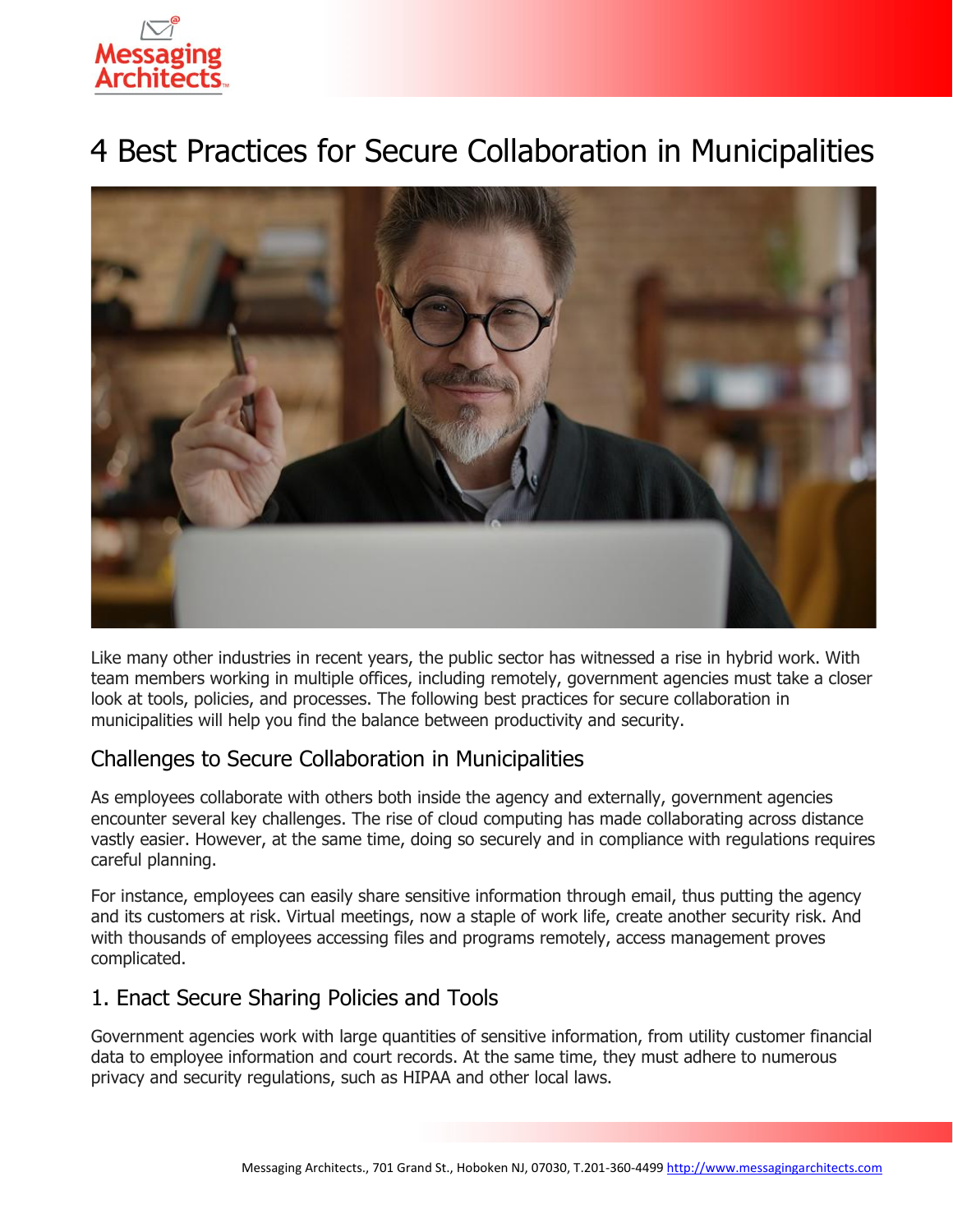# 4 Best Practices for Secure Collaboration in Municipalities

Like many other industries in recent years, the public sector has witnessed a rise in hybrid work. With team members working in multiple offices, including remotely, government agencies must take a closer look at tools, policies, and processes. The following best practices for secure collaboration in municipalities will help you find the balance between productivity and security.

## Challenges to Secure Collaboration in Municipalities

As employees collaborate with others both inside the agency and externally, government agencies encounter several key challenges. The rise of cloud computing has made collaborating across distance vastly easier. However, at the same time, doing so securely and in compliance with regulations requires careful planning.

For instance, employees can easily share sensitive information through email, thus putting the agency and its customers at risk. Virtual meetings, now a staple of work life, create another security risk. And with thousands of employees accessing files and programs remotely, access management proves complicated.

## 1. Enact Secure Sharing Policies and Tools

Government agencies work with large quantities of sensitive information, from utility customer financial data to employee information and court records. At the same time, they must adhere to numerous privacy and security regulations, such as HIPAA and other local laws.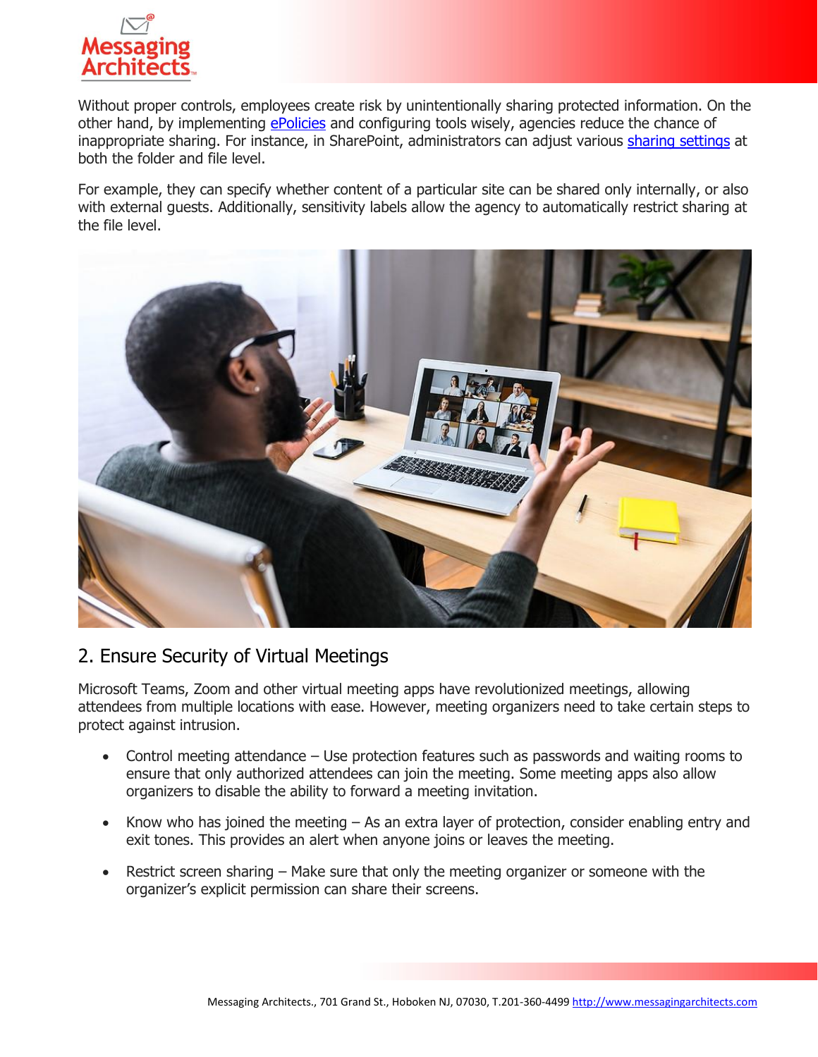Without proper controls, employees create risk by unintentionally sharing protected information. On the other hand, by implementing [ePolicies]() and configuring tools wisely, agencies reduce the chance of inappropriate sharing. For instance, in SharePoint, administrators can adjust various [sharing settings]() at both the folder and file level.

For example, they can specify whether content of a particular site can be shared only internally, or also with external guests. Additionally, sensitivity labels allow the agency to automatically restrict sharing at the file level.

## 2. Ensure Security of Virtual Meetings

Microsoft Teams, Zoom and other virtual meeting apps have revolutionized meetings, allowing attendees from multiple locations with ease. However, meeting organizers need to take certain steps to protect against intrusion.

- Control meeting attendance – Use protection features such as passwords and waiting rooms to ensure that only authorized attendees can join the meeting. Some meeting apps also allow organizers to disable the ability to forward a meeting invitation.
- Know who has joined the meeting – As an extra layer of protection, consider enabling entry and exit tones. This provides an alert when anyone joins or leaves the meeting.
- Restrict screen sharing – Make sure that only the meeting organizer or someone with the organizer's explicit permission can share their screens.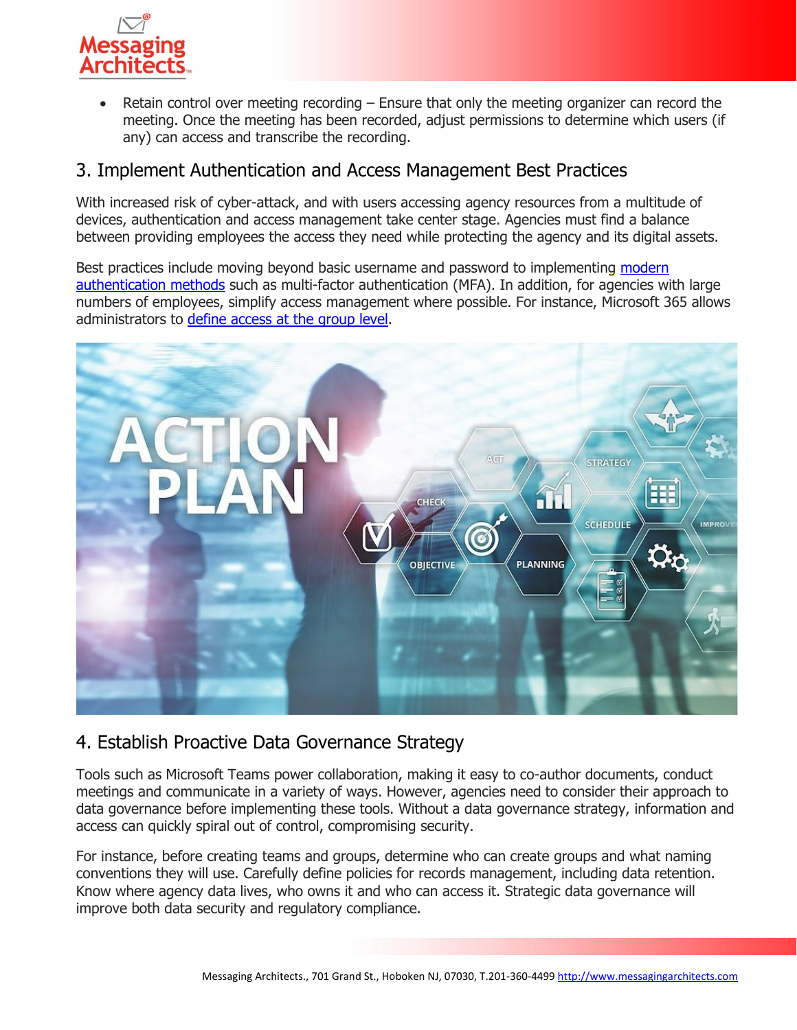- Retain control over meeting recording – Ensure that only the meeting organizer can record the meeting. Once the meeting has been recorded, adjust permissions to determine which users (if any) can access and transcribe the recording.

## 3. Implement Authentication and Access Management Best Practices

With increased risk of cyber-attack, and with users accessing agency resources from a multitude of devices, authentication and access management take center stage. Agencies must find a balance between providing employees the access they need while protecting the agency and its digital assets.

Best practices include moving beyond basic username and password to implementing modern authentication methods such as multi-factor authentication (MFA). In addition, for agencies with large numbers of employees, simplify access management where possible. For instance, Microsoft 365 allows administrators to define access at the group level.

## 4. Establish Proactive Data Governance Strategy

Tools such as Microsoft Teams power collaboration, making it easy to co-author documents, conduct meetings and communicate in a variety of ways. However, agencies need to consider their approach to data governance before implementing these tools. Without a data governance strategy, information and access can quickly spiral out of control, compromising security.

For instance, before creating teams and groups, determine who can create groups and what naming conventions they will use. Carefully define policies for records management, including data retention. Know where agency data lives, who owns it and who can access it. Strategic data governance will improve both data security and regulatory compliance.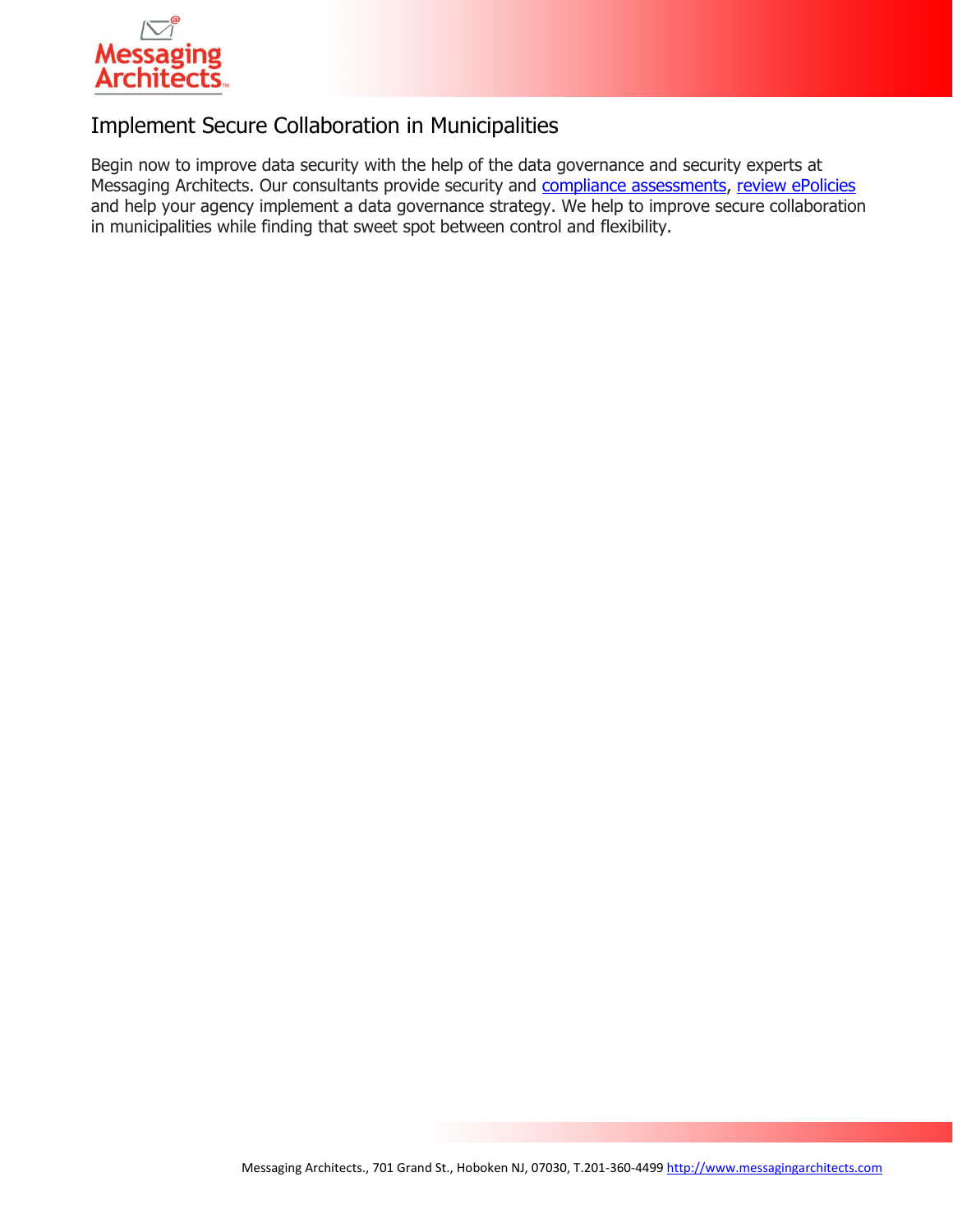## Implement Secure Collaboration in Municipalities

Begin now to improve data security with the help of the data governance and security experts at Messaging Architects. Our consultants provide security and compliance assessments, review ePolicies and help your agency implement a data governance strategy. We help to improve secure collaboration in municipalities while finding that sweet spot between control and flexibility.